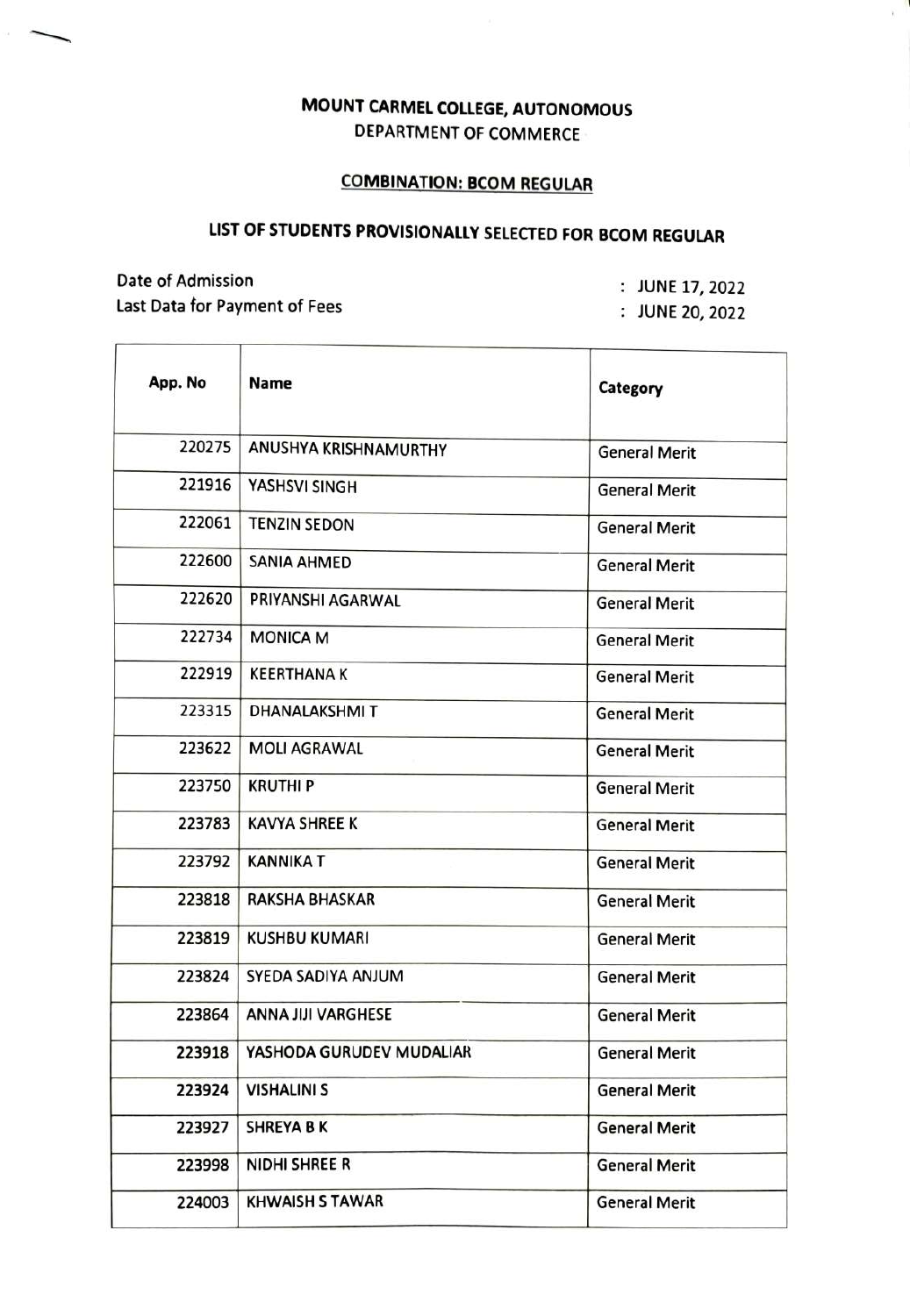# MOUNT CARMEL COLLEGE, AUTONOMOUS

DEPARTMENT OF COMMERCE

## COMBINATION: BCOM REGULAR

## LIST OF STUDENTS PROVISIONALLY SELECTED FOR BCOM REGULAR

Date of Admission : JUNE 17, 2022

Last Data for Payment of Fees : JUNE 20, 2022

| App. No | Name | Category |
|---|---|---|
| 220275 | ANUSHYA KRISHNAMURTHY | General Merit |
| 221916 | YASHSVI SINGH | General Merit |
| 222061 | TENZIN SEDON | General Merit |
| 222600 | SANIA AHMED | General Merit |
| 222620 | PRIYANSHI AGARWAL | General Merit |
| 222734 | MONICA M | General Merit |
| 222919 | KEERTHANA K | General Merit |
| 223315 | DHANALAKSHMI T | General Merit |
| 223622 | MOLI AGRAWAL | General Merit |
| 223750 | KRUTHI P | General Merit |
| 223783 | KAVYA SHREE K | General Merit |
| 223792 | KANNIKA T | General Merit |
| 223818 | RAKSHA BHASKAR | General Merit |
| 223819 | KUSHBU KUMARI | General Merit |
| 223824 | SYEDA SADIYA ANJUM | General Merit |
| 223864 | ANNA JIJI VARGHESE | General Merit |
| 223918 | YASHODA GURUDEV MUDALIAR | General Merit |
| 223924 | VISHALINI S | General Merit |
| 223927 | SHREYA B K | General Merit |
| 223998 | NIDHI SHREE R | General Merit |
| 224003 | KHWAISH S TAWAR | General Merit |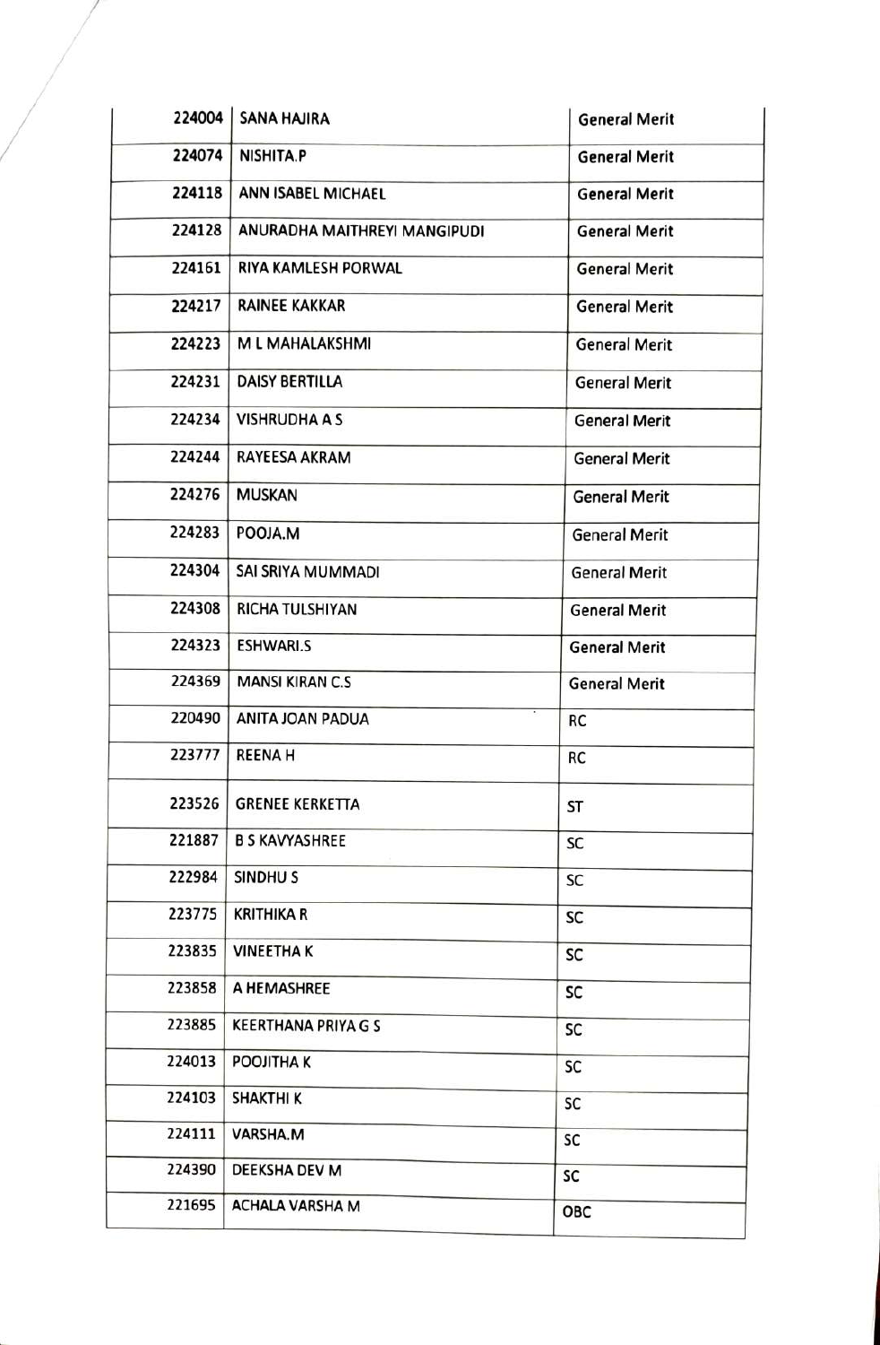| | | |
|---|---|---|
| 224004 | SANA HAJIRA | General Merit |
| 224074 | NISHITA.P | General Merit |
| 224118 | ANN ISABEL MICHAEL | General Merit |
| 224128 | ANURADHA MAITHREYI MANGIPUDI | General Merit |
| 224161 | RIYA KAMLESH PORWAL | General Merit |
| 224217 | RAINEE KAKKAR | General Merit |
| 224223 | M L MAHALAKSHMI | General Merit |
| 224231 | DAISY BERTILLA | General Merit |
| 224234 | VISHRUDHA A S | General Merit |
| 224244 | RAYEESA AKRAM | General Merit |
| 224276 | MUSKAN | General Merit |
| 224283 | POOJA.M | General Merit |
| 224304 | SAI SRIYA MUMMADI | General Merit |
| 224308 | RICHA TULSHIYAN | General Merit |
| 224323 | ESHWARI.S | General Merit |
| 224369 | MANSI KIRAN C.S | General Merit |
| 220490 | ANITA JOAN PADUA | RC |
| 223777 | REENA H | RC |
| 223526 | GRENEE KERKETTA | ST |
| 221887 | B S KAVYASHREE | SC |
| 222984 | SINDHU S | SC |
| 223775 | KRITHIKA R | SC |
| 223835 | VINEETHA K | SC |
| 223858 | A HEMASHREE | SC |
| 223885 | KEERTHANA PRIYA G S | SC |
| 224013 | POOJITHA K | SC |
| 224103 | SHAKTHI K | SC |
| 224111 | VARSHA.M | SC |
| 224390 | DEEKSHA DEV M | SC |
| 221695 | ACHALA VARSHA M | OBC |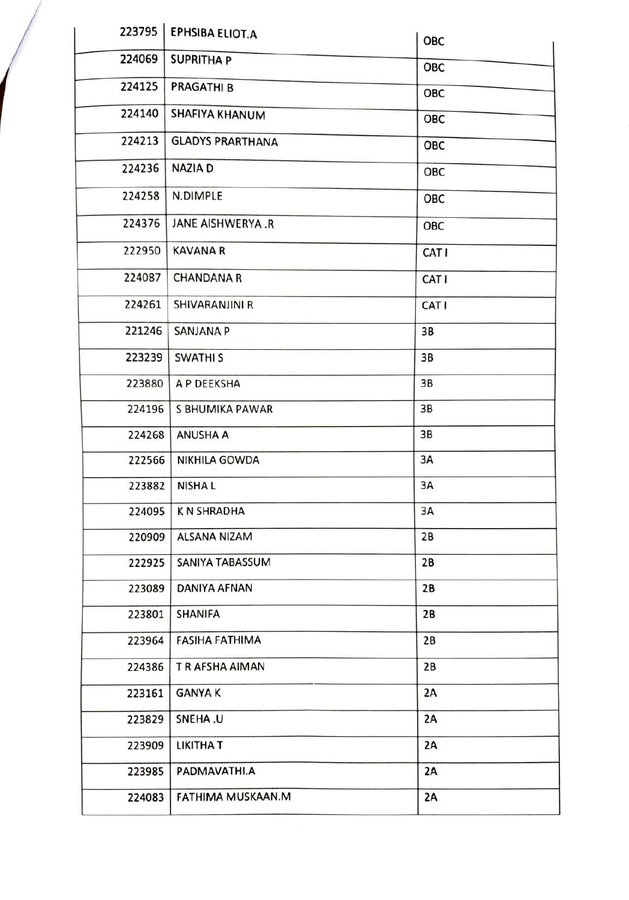| | | |
|---|---|---|
| 223795 | EPHSIBA ELIOT.A | OBC |
| 224069 | SUPRITHA P | OBC |
| 224125 | PRAGATHI B | OBC |
| 224140 | SHAFIYA KHANUM | OBC |
| 224213 | GLADYS PRARTHANA | OBC |
| 224236 | NAZIA D | OBC |
| 224258 | N.DIMPLE | OBC |
| 224376 | JANE AISHWERYA .R | OBC |
| 222950 | KAVANA R | CAT I |
| 224087 | CHANDANA R | CAT I |
| 224261 | SHIVARANJINI R | CAT I |
| 221246 | SANJANA P | 3B |
| 223239 | SWATHI S | 3B |
| 223880 | A P DEEKSHA | 3B |
| 224196 | S BHUMIKA PAWAR | 3B |
| 224268 | ANUSHA A | 3B |
| 222566 | NIKHILA GOWDA | 3A |
| 223882 | NISHA L | 3A |
| 224095 | K N SHRADHA | 3A |
| 220909 | ALSANA NIZAM | 2B |
| 222925 | SANIYA TABASSUM | 2B |
| 223089 | DANIYA AFNAN | 2B |
| 223801 | SHANIFA | 2B |
| 223964 | FASIHA FATHIMA | 2B |
| 224386 | T R AFSHA AIMAN | 2B |
| 223161 | GANYA K | 2A |
| 223829 | SNEHA .U | 2A |
| 223909 | LIKITHA T | 2A |
| 223985 | PADMAVATHI.A | 2A |
| 224083 | FATHIMA MUSKAAN.M | 2A |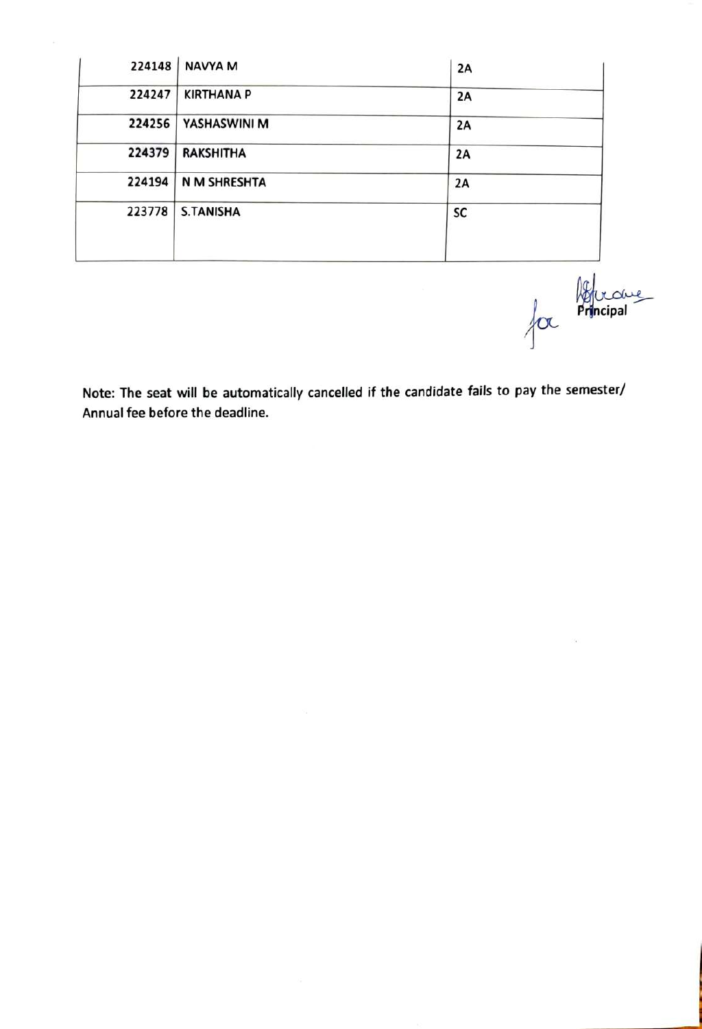| | | |
|---|---|---|
| 224148 | NAVYA M | 2A |
| 224247 | KIRTHANA P | 2A |
| 224256 | YASHASWINI M | 2A |
| 224379 | RAKSHITHA | 2A |
| 224194 | N M SHRESHTA | 2A |
| 223778 | S.TANISHA | SC |

for Principal

**Note: The seat will be automatically cancelled if the candidate fails to pay the semester/ Annual fee before the deadline.**